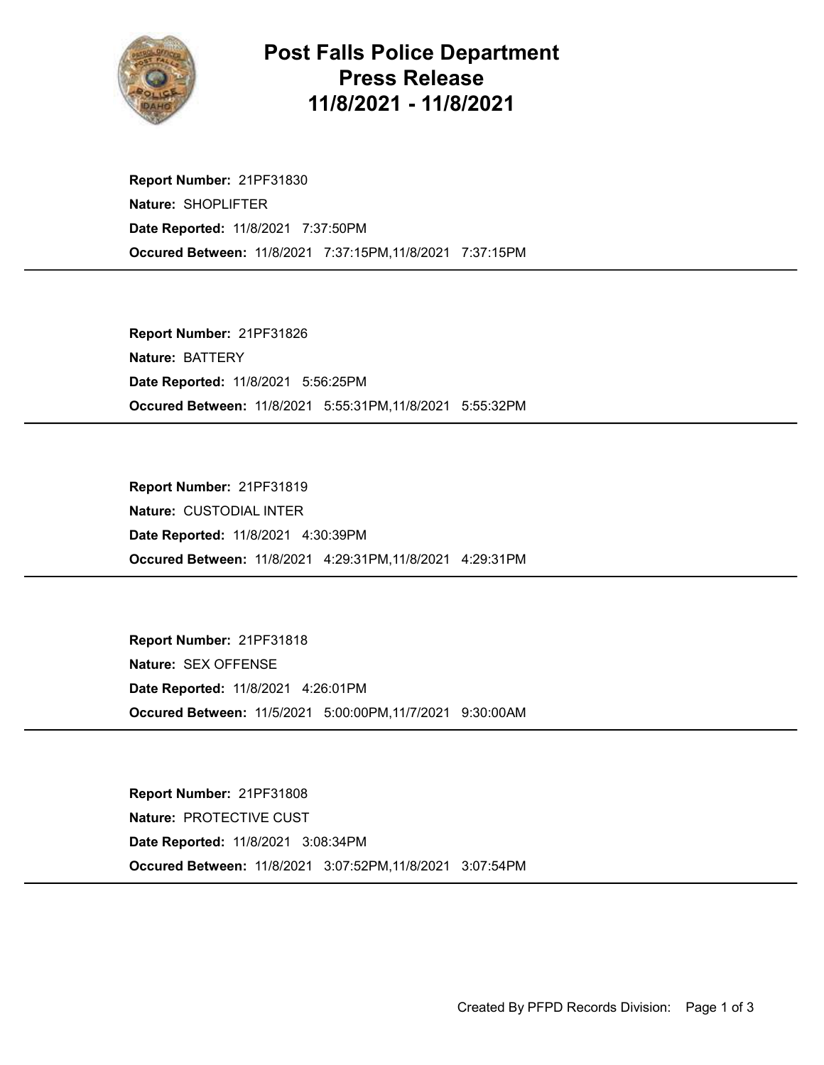# Post Falls Police Department
# Press Release
# 11/8/2021 - 11/8/2021

**Report Number:** 21PF31830
**Nature:** SHOPLIFTER
**Date Reported:** 11/8/2021 7:37:50PM
**Occured Between:** 11/8/2021 7:37:15PM,11/8/2021 7:37:15PM

---

**Report Number:** 21PF31826
**Nature:** BATTERY
**Date Reported:** 11/8/2021 5:56:25PM
**Occured Between:** 11/8/2021 5:55:31PM,11/8/2021 5:55:32PM

---

**Report Number:** 21PF31819
**Nature:** CUSTODIAL INTER
**Date Reported:** 11/8/2021 4:30:39PM
**Occured Between:** 11/8/2021 4:29:31PM,11/8/2021 4:29:31PM

---

**Report Number:** 21PF31818
**Nature:** SEX OFFENSE
**Date Reported:** 11/8/2021 4:26:01PM
**Occured Between:** 11/5/2021 5:00:00PM,11/7/2021 9:30:00AM

---

**Report Number:** 21PF31808
**Nature:** PROTECTIVE CUST
**Date Reported:** 11/8/2021 3:08:34PM
**Occured Between:** 11/8/2021 3:07:52PM,11/8/2021 3:07:54PM

---

Created By PFPD Records Division: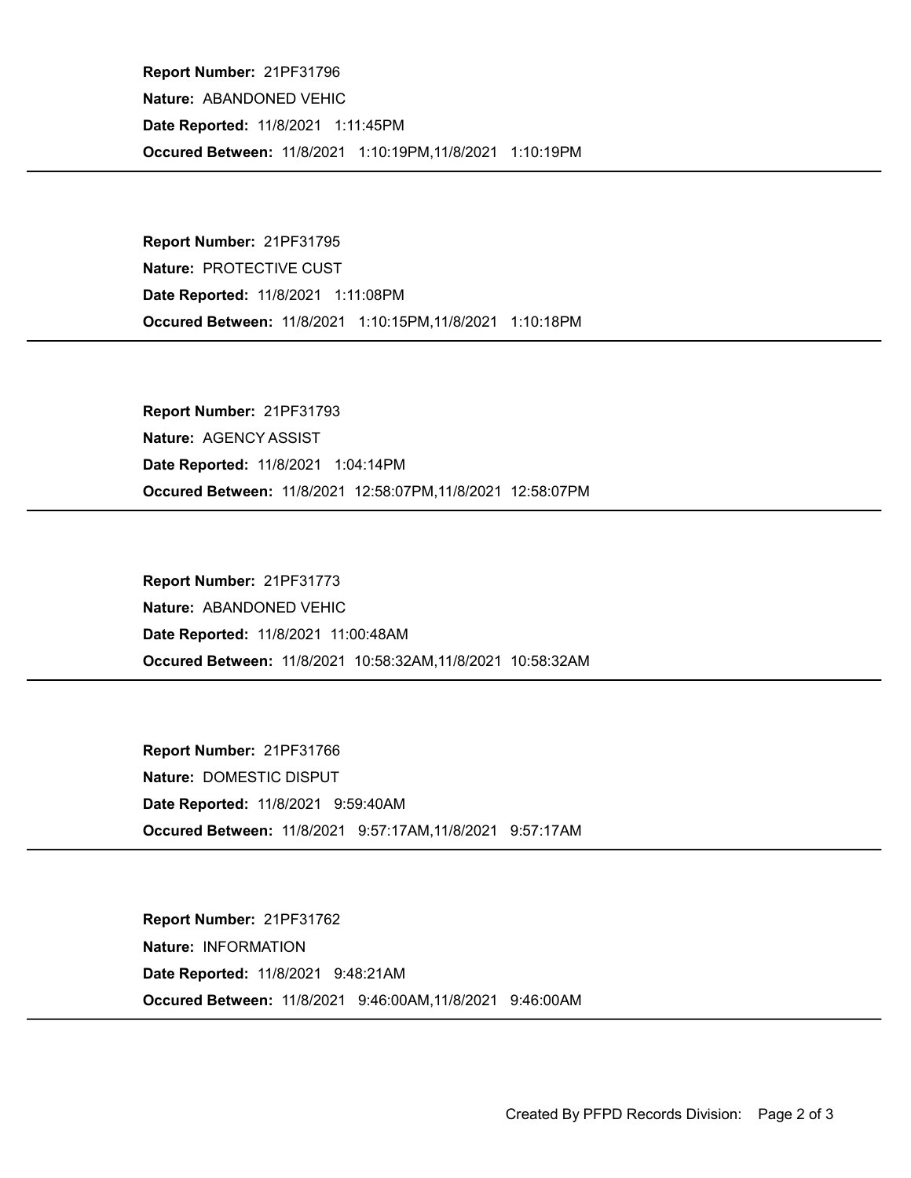**Report Number:** 21PF31796
**Nature:** ABANDONED VEHIC
**Date Reported:** 11/8/2021 1:11:45PM
**Occured Between:** 11/8/2021 1:10:19PM,11/8/2021 1:10:19PM

---

**Report Number:** 21PF31795
**Nature:** PROTECTIVE CUST
**Date Reported:** 11/8/2021 1:11:08PM
**Occured Between:** 11/8/2021 1:10:15PM,11/8/2021 1:10:18PM

---

**Report Number:** 21PF31793
**Nature:** AGENCY ASSIST
**Date Reported:** 11/8/2021 1:04:14PM
**Occured Between:** 11/8/2021 12:58:07PM,11/8/2021 12:58:07PM

---

**Report Number:** 21PF31773
**Nature:** ABANDONED VEHIC
**Date Reported:** 11/8/2021 11:00:48AM
**Occured Between:** 11/8/2021 10:58:32AM,11/8/2021 10:58:32AM

---

**Report Number:** 21PF31766
**Nature:** DOMESTIC DISPUT
**Date Reported:** 11/8/2021 9:59:40AM
**Occured Between:** 11/8/2021 9:57:17AM,11/8/2021 9:57:17AM

---

**Report Number:** 21PF31762
**Nature:** INFORMATION
**Date Reported:** 11/8/2021 9:48:21AM
**Occured Between:** 11/8/2021 9:46:00AM,11/8/2021 9:46:00AM

---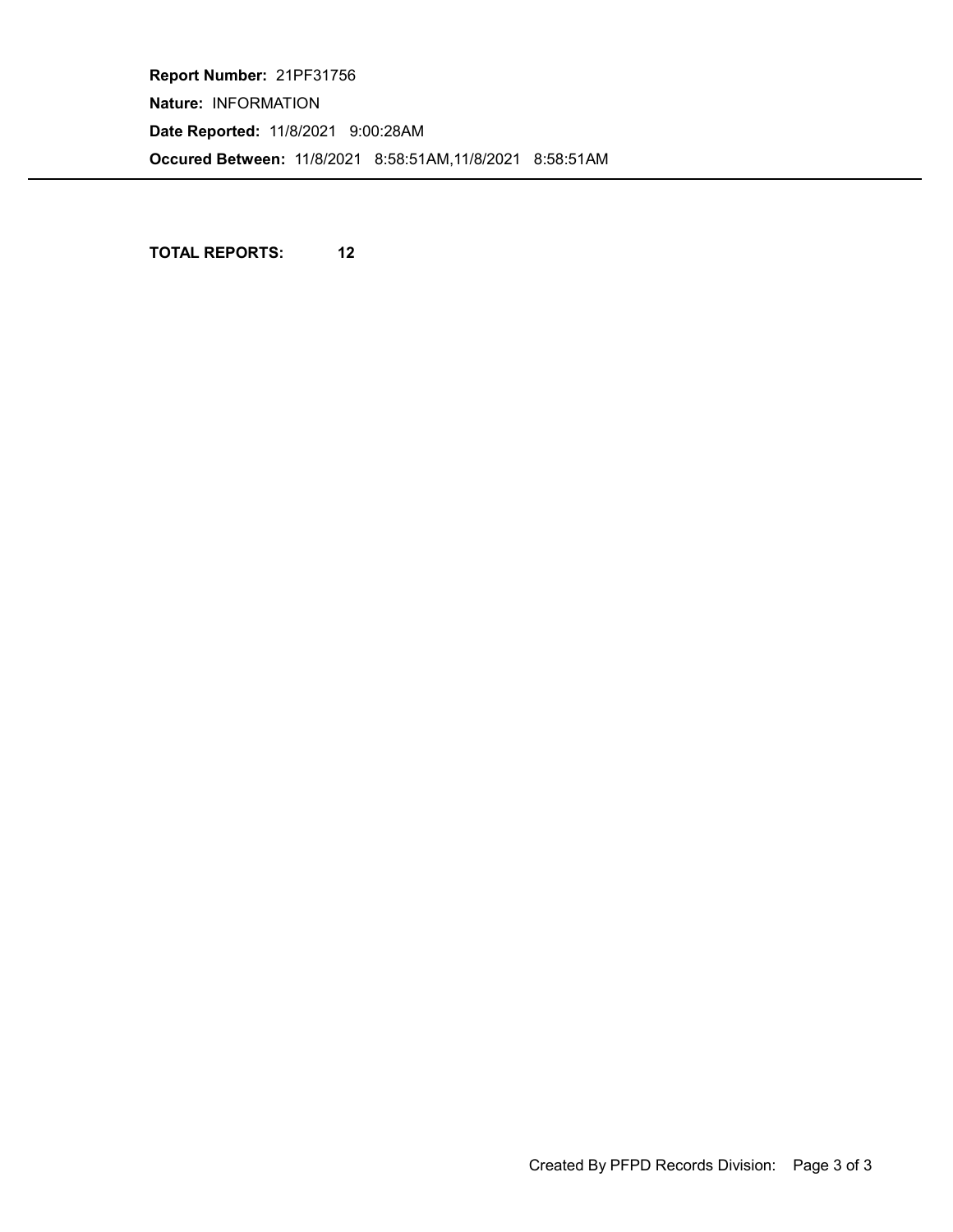**Report Number:** 21PF31756

**Nature:** INFORMATION

**Date Reported:** 11/8/2021 9:00:28AM

**Occured Between:** 11/8/2021 8:58:51AM,11/8/2021 8:58:51AM

---

**TOTAL REPORTS: 12**